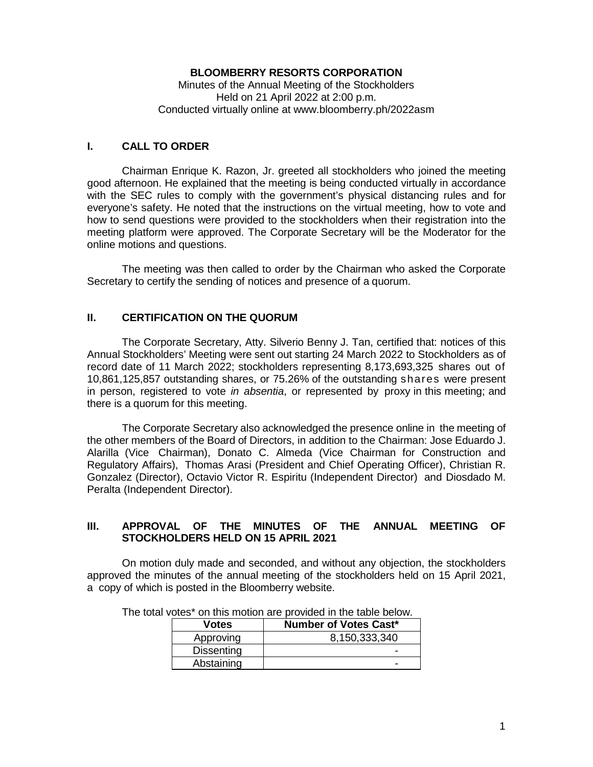**BLOOMBERRY RESORTS CORPORATION**

Minutes of the Annual Meeting of the Stockholders
Held on 21 April 2022 at 2:00 p.m.
Conducted virtually online at www.bloomberry.ph/2022asm

## I. CALL TO ORDER

Chairman Enrique K. Razon, Jr. greeted all stockholders who joined the meeting good afternoon. He explained that the meeting is being conducted virtually in accordance with the SEC rules to comply with the government's physical distancing rules and for everyone's safety. He noted that the instructions on the virtual meeting, how to vote and how to send questions were provided to the stockholders when their registration into the meeting platform were approved. The Corporate Secretary will be the Moderator for the online motions and questions.

The meeting was then called to order by the Chairman who asked the Corporate Secretary to certify the sending of notices and presence of a quorum.

## II. CERTIFICATION ON THE QUORUM

The Corporate Secretary, Atty. Silverio Benny J. Tan, certified that: notices of this Annual Stockholders' Meeting were sent out starting 24 March 2022 to Stockholders as of record date of 11 March 2022; stockholders representing 8,173,693,325 shares out of 10,861,125,857 outstanding shares, or 75.26% of the outstanding shares were present in person, registered to vote *in absentia*, or represented by proxy in this meeting; and there is a quorum for this meeting.

The Corporate Secretary also acknowledged the presence online in the meeting of the other members of the Board of Directors, in addition to the Chairman: Jose Eduardo J. Alarilla (Vice Chairman), Donato C. Almeda (Vice Chairman for Construction and Regulatory Affairs), Thomas Arasi (President and Chief Operating Officer), Christian R. Gonzalez (Director), Octavio Victor R. Espiritu (Independent Director) and Diosdado M. Peralta (Independent Director).

## III. APPROVAL OF THE MINUTES OF THE ANNUAL MEETING OF STOCKHOLDERS HELD ON 15 APRIL 2021

On motion duly made and seconded, and without any objection, the stockholders approved the minutes of the annual meeting of the stockholders held on 15 April 2021, a copy of which is posted in the Bloomberry website.

The total votes* on this motion are provided in the table below.

| Votes | Number of Votes Cast* |
|---|---|
| Approving | 8,150,333,340 |
| Dissenting | - |
| Abstaining | - |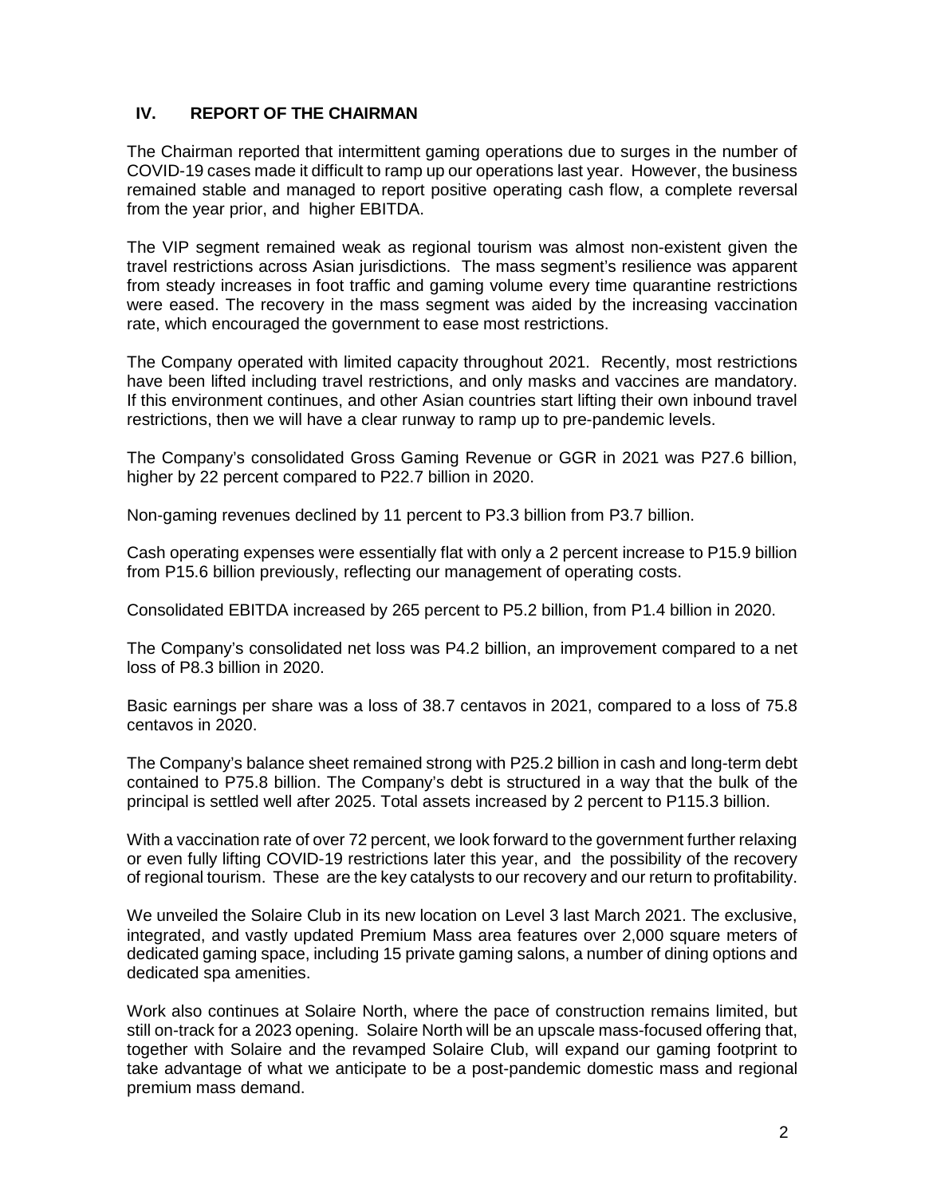## IV. REPORT OF THE CHAIRMAN

The Chairman reported that intermittent gaming operations due to surges in the number of COVID-19 cases made it difficult to ramp up our operations last year. However, the business remained stable and managed to report positive operating cash flow, a complete reversal from the year prior, and higher EBITDA.

The VIP segment remained weak as regional tourism was almost non-existent given the travel restrictions across Asian jurisdictions. The mass segment's resilience was apparent from steady increases in foot traffic and gaming volume every time quarantine restrictions were eased. The recovery in the mass segment was aided by the increasing vaccination rate, which encouraged the government to ease most restrictions.

The Company operated with limited capacity throughout 2021. Recently, most restrictions have been lifted including travel restrictions, and only masks and vaccines are mandatory. If this environment continues, and other Asian countries start lifting their own inbound travel restrictions, then we will have a clear runway to ramp up to pre-pandemic levels.

The Company's consolidated Gross Gaming Revenue or GGR in 2021 was P27.6 billion, higher by 22 percent compared to P22.7 billion in 2020.

Non-gaming revenues declined by 11 percent to P3.3 billion from P3.7 billion.

Cash operating expenses were essentially flat with only a 2 percent increase to P15.9 billion from P15.6 billion previously, reflecting our management of operating costs.

Consolidated EBITDA increased by 265 percent to P5.2 billion, from P1.4 billion in 2020.

The Company's consolidated net loss was P4.2 billion, an improvement compared to a net loss of P8.3 billion in 2020.

Basic earnings per share was a loss of 38.7 centavos in 2021, compared to a loss of 75.8 centavos in 2020.

The Company's balance sheet remained strong with P25.2 billion in cash and long-term debt contained to P75.8 billion. The Company's debt is structured in a way that the bulk of the principal is settled well after 2025. Total assets increased by 2 percent to P115.3 billion.

With a vaccination rate of over 72 percent, we look forward to the government further relaxing or even fully lifting COVID-19 restrictions later this year, and the possibility of the recovery of regional tourism. These are the key catalysts to our recovery and our return to profitability.

We unveiled the Solaire Club in its new location on Level 3 last March 2021. The exclusive, integrated, and vastly updated Premium Mass area features over 2,000 square meters of dedicated gaming space, including 15 private gaming salons, a number of dining options and dedicated spa amenities.

Work also continues at Solaire North, where the pace of construction remains limited, but still on-track for a 2023 opening. Solaire North will be an upscale mass-focused offering that, together with Solaire and the revamped Solaire Club, will expand our gaming footprint to take advantage of what we anticipate to be a post-pandemic domestic mass and regional premium mass demand.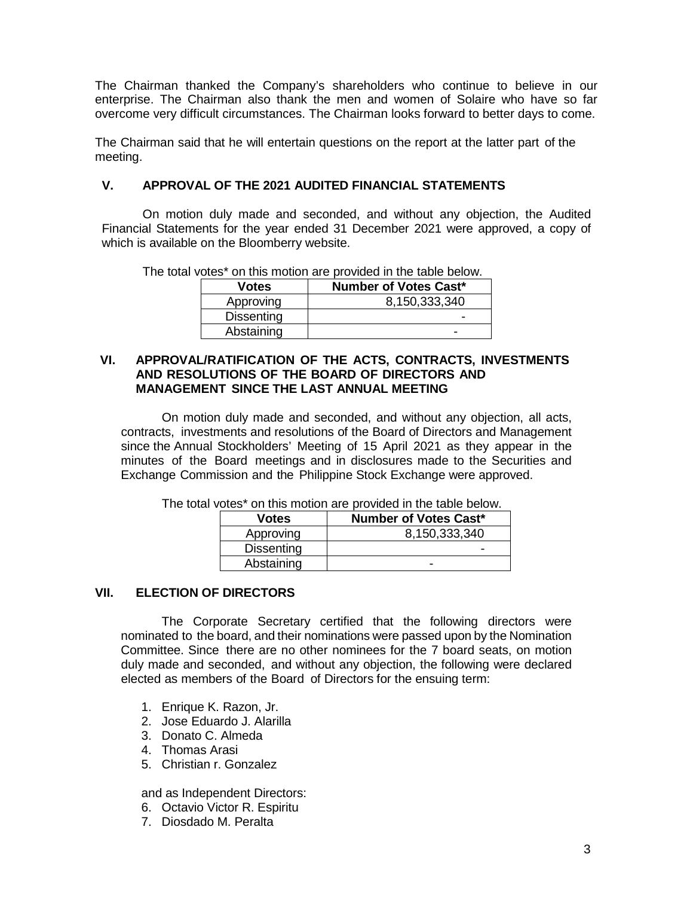The Chairman thanked the Company's shareholders who continue to believe in our enterprise. The Chairman also thank the men and women of Solaire who have so far overcome very difficult circumstances. The Chairman looks forward to better days to come.

The Chairman said that he will entertain questions on the report at the latter part of the meeting.

## V. APPROVAL OF THE 2021 AUDITED FINANCIAL STATEMENTS

On motion duly made and seconded, and without any objection, the Audited Financial Statements for the year ended 31 December 2021 were approved, a copy of which is available on the Bloomberry website.

The total votes* on this motion are provided in the table below.

| Votes | Number of Votes Cast* |
|---|---|
| Approving | 8,150,333,340 |
| Dissenting | - |
| Abstaining | - |

## VI. APPROVAL/RATIFICATION OF THE ACTS, CONTRACTS, INVESTMENTS AND RESOLUTIONS OF THE BOARD OF DIRECTORS AND MANAGEMENT SINCE THE LAST ANNUAL MEETING

On motion duly made and seconded, and without any objection, all acts, contracts, investments and resolutions of the Board of Directors and Management since the Annual Stockholders' Meeting of 15 April 2021 as they appear in the minutes of the Board meetings and in disclosures made to the Securities and Exchange Commission and the Philippine Stock Exchange were approved.

The total votes* on this motion are provided in the table below.

| Votes | Number of Votes Cast* |
|---|---|
| Approving | 8,150,333,340 |
| Dissenting | - |
| Abstaining | - |

## VII. ELECTION OF DIRECTORS

The Corporate Secretary certified that the following directors were nominated to the board, and their nominations were passed upon by the Nomination Committee. Since there are no other nominees for the 7 board seats, on motion duly made and seconded, and without any objection, the following were declared elected as members of the Board of Directors for the ensuing term:

1. Enrique K. Razon, Jr.
2. Jose Eduardo J. Alarilla
3. Donato C. Almeda
4. Thomas Arasi
5. Christian r. Gonzalez

and as Independent Directors:

6. Octavio Victor R. Espiritu
7. Diosdado M. Peralta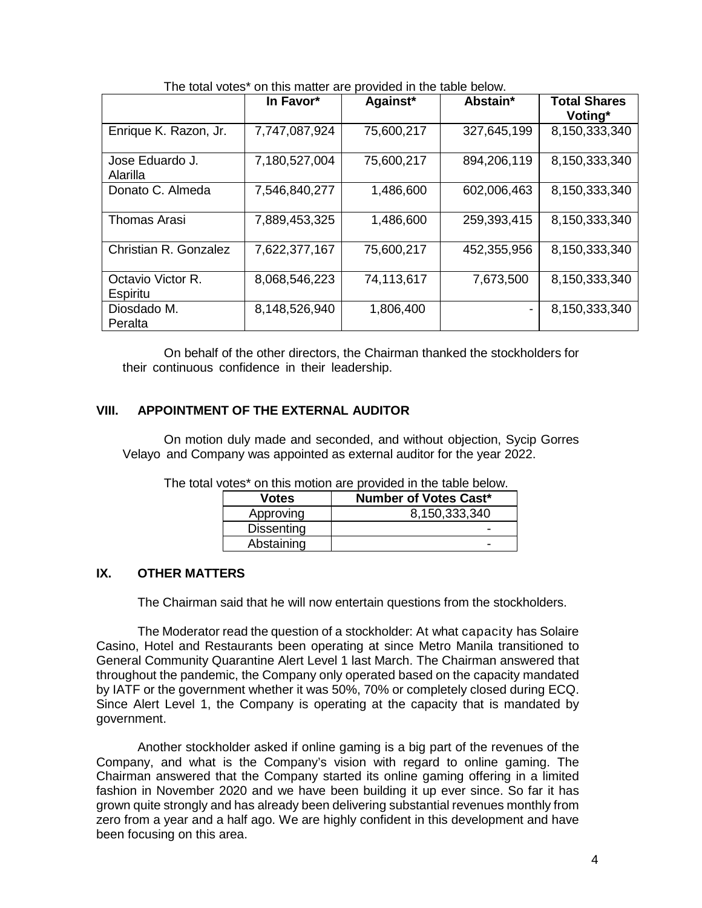The total votes* on this matter are provided in the table below.

| | In Favor* | Against* | Abstain* | Total Shares Voting* |
|---|---|---|---|---|
| Enrique K. Razon, Jr. | 7,747,087,924 | 75,600,217 | 327,645,199 | 8,150,333,340 |
| Jose Eduardo J. Alarilla | 7,180,527,004 | 75,600,217 | 894,206,119 | 8,150,333,340 |
| Donato C. Almeda | 7,546,840,277 | 1,486,600 | 602,006,463 | 8,150,333,340 |
| Thomas Arasi | 7,889,453,325 | 1,486,600 | 259,393,415 | 8,150,333,340 |
| Christian R. Gonzalez | 7,622,377,167 | 75,600,217 | 452,355,956 | 8,150,333,340 |
| Octavio Victor R. Espiritu | 8,068,546,223 | 74,113,617 | 7,673,500 | 8,150,333,340 |
| Diosdado M. Peralta | 8,148,526,940 | 1,806,400 | - | 8,150,333,340 |

On behalf of the other directors, the Chairman thanked the stockholders for their continuous confidence in their leadership.

## VIII. APPOINTMENT OF THE EXTERNAL AUDITOR

On motion duly made and seconded, and without objection, Sycip Gorres Velayo and Company was appointed as external auditor for the year 2022.

The total votes* on this motion are provided in the table below.

| Votes | Number of Votes Cast* |
|---|---|
| Approving | 8,150,333,340 |
| Dissenting | - |
| Abstaining | - |

## IX. OTHER MATTERS

The Chairman said that he will now entertain questions from the stockholders.

The Moderator read the question of a stockholder: At what capacity has Solaire Casino, Hotel and Restaurants been operating at since Metro Manila transitioned to General Community Quarantine Alert Level 1 last March. The Chairman answered that throughout the pandemic, the Company only operated based on the capacity mandated by IATF or the government whether it was 50%, 70% or completely closed during ECQ. Since Alert Level 1, the Company is operating at the capacity that is mandated by government.

Another stockholder asked if online gaming is a big part of the revenues of the Company, and what is the Company's vision with regard to online gaming. The Chairman answered that the Company started its online gaming offering in a limited fashion in November 2020 and we have been building it up ever since. So far it has grown quite strongly and has already been delivering substantial revenues monthly from zero from a year and a half ago. We are highly confident in this development and have been focusing on this area.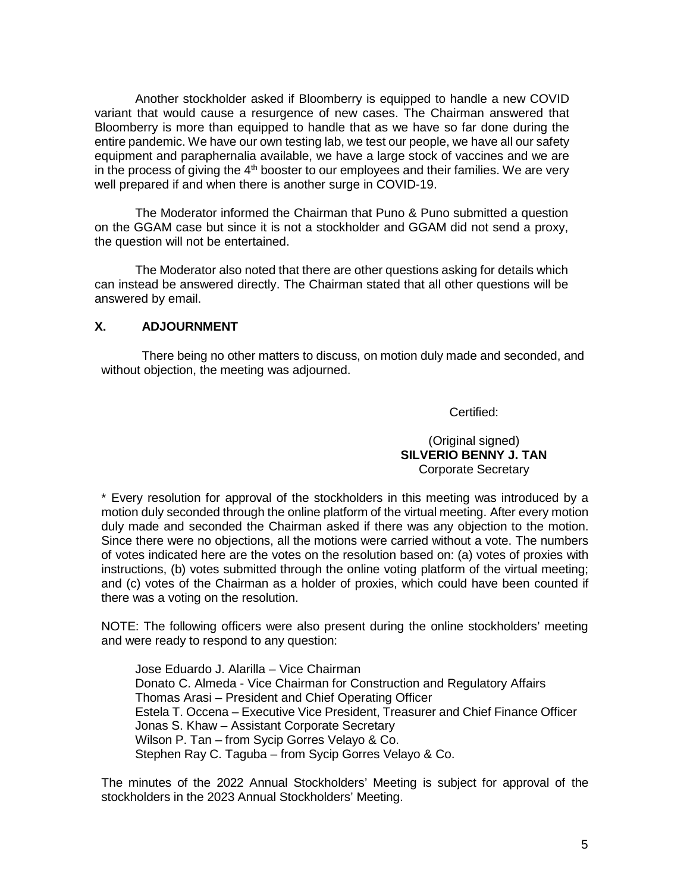Another stockholder asked if Bloomberry is equipped to handle a new COVID variant that would cause a resurgence of new cases. The Chairman answered that Bloomberry is more than equipped to handle that as we have so far done during the entire pandemic. We have our own testing lab, we test our people, we have all our safety equipment and paraphernalia available, we have a large stock of vaccines and we are in the process of giving the 4th booster to our employees and their families. We are very well prepared if and when there is another surge in COVID-19.

The Moderator informed the Chairman that Puno & Puno submitted a question on the GGAM case but since it is not a stockholder and GGAM did not send a proxy, the question will not be entertained.

The Moderator also noted that there are other questions asking for details which can instead be answered directly. The Chairman stated that all other questions will be answered by email.

## X. ADJOURNMENT

There being no other matters to discuss, on motion duly made and seconded, and without objection, the meeting was adjourned.

Certified:

(Original signed)
**SILVERIO BENNY J. TAN**
Corporate Secretary

* Every resolution for approval of the stockholders in this meeting was introduced by a motion duly seconded through the online platform of the virtual meeting. After every motion duly made and seconded the Chairman asked if there was any objection to the motion. Since there were no objections, all the motions were carried without a vote. The numbers of votes indicated here are the votes on the resolution based on: (a) votes of proxies with instructions, (b) votes submitted through the online voting platform of the virtual meeting; and (c) votes of the Chairman as a holder of proxies, which could have been counted if there was a voting on the resolution.

NOTE: The following officers were also present during the online stockholders' meeting and were ready to respond to any question:

Jose Eduardo J. Alarilla – Vice Chairman
Donato C. Almeda - Vice Chairman for Construction and Regulatory Affairs
Thomas Arasi – President and Chief Operating Officer
Estela T. Occena – Executive Vice President, Treasurer and Chief Finance Officer
Jonas S. Khaw – Assistant Corporate Secretary
Wilson P. Tan – from Sycip Gorres Velayo & Co.
Stephen Ray C. Taguba – from Sycip Gorres Velayo & Co.

The minutes of the 2022 Annual Stockholders' Meeting is subject for approval of the stockholders in the 2023 Annual Stockholders' Meeting.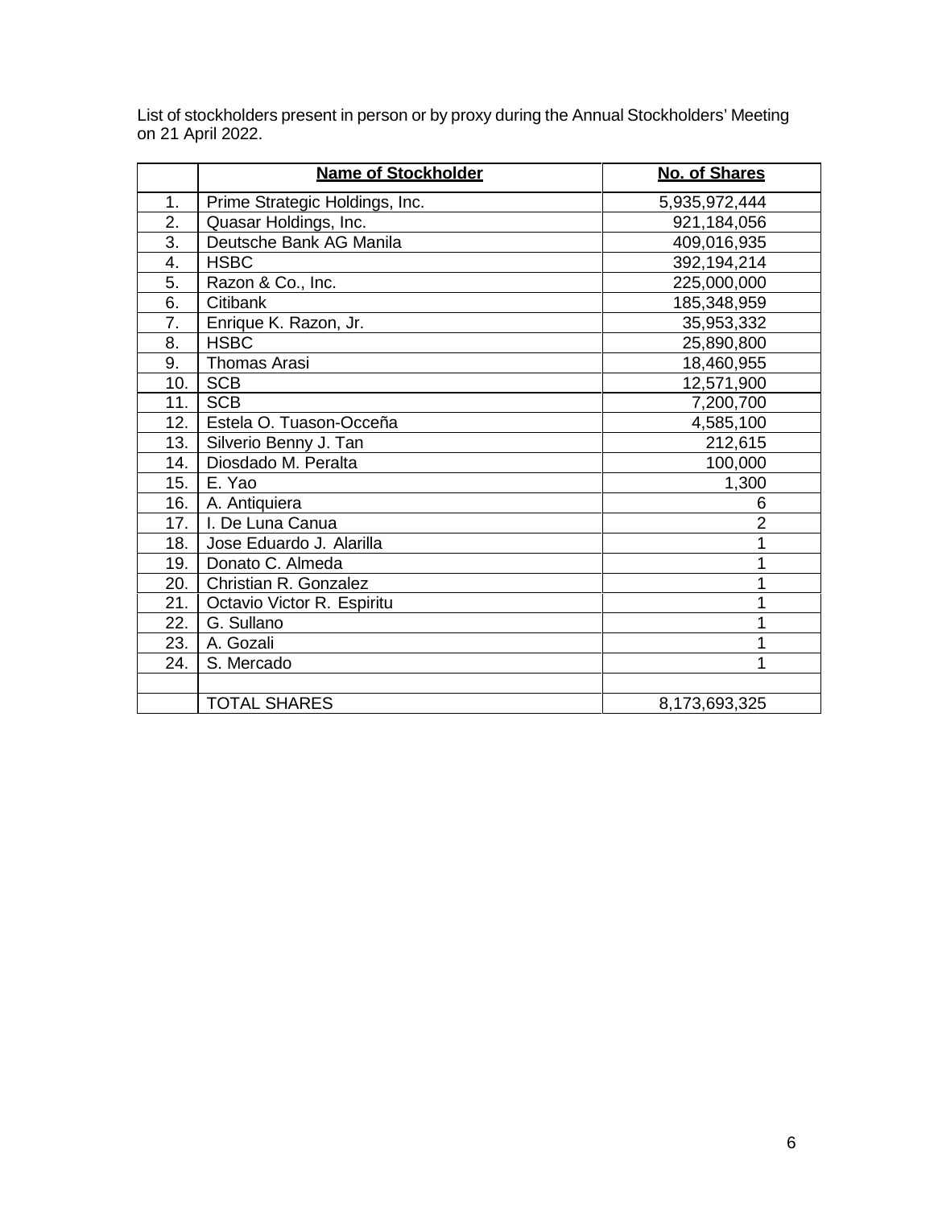List of stockholders present in person or by proxy during the Annual Stockholders' Meeting on 21 April 2022.

| | **Name of Stockholder** | **No. of Shares** |
|---|---|---|
| 1. | Prime Strategic Holdings, Inc. | 5,935,972,444 |
| 2. | Quasar Holdings, Inc. | 921,184,056 |
| 3. | Deutsche Bank AG Manila | 409,016,935 |
| 4. | HSBC | 392,194,214 |
| 5. | Razon & Co., Inc. | 225,000,000 |
| 6. | Citibank | 185,348,959 |
| 7. | Enrique K. Razon, Jr. | 35,953,332 |
| 8. | HSBC | 25,890,800 |
| 9. | Thomas Arasi | 18,460,955 |
| 10. | SCB | 12,571,900 |
| 11. | SCB | 7,200,700 |
| 12. | Estela O. Tuason-Occeña | 4,585,100 |
| 13. | Silverio Benny J. Tan | 212,615 |
| 14. | Diosdado M. Peralta | 100,000 |
| 15. | E. Yao | 1,300 |
| 16. | A. Antiquiera | 6 |
| 17. | I. De Luna Canua | 2 |
| 18. | Jose Eduardo J. Alarilla | 1 |
| 19. | Donato C. Almeda | 1 |
| 20. | Christian R. Gonzalez | 1 |
| 21. | Octavio Victor R. Espiritu | 1 |
| 22. | G. Sullano | 1 |
| 23. | A. Gozali | 1 |
| 24. | S. Mercado | 1 |
| | | |
| | TOTAL SHARES | 8,173,693,325 |